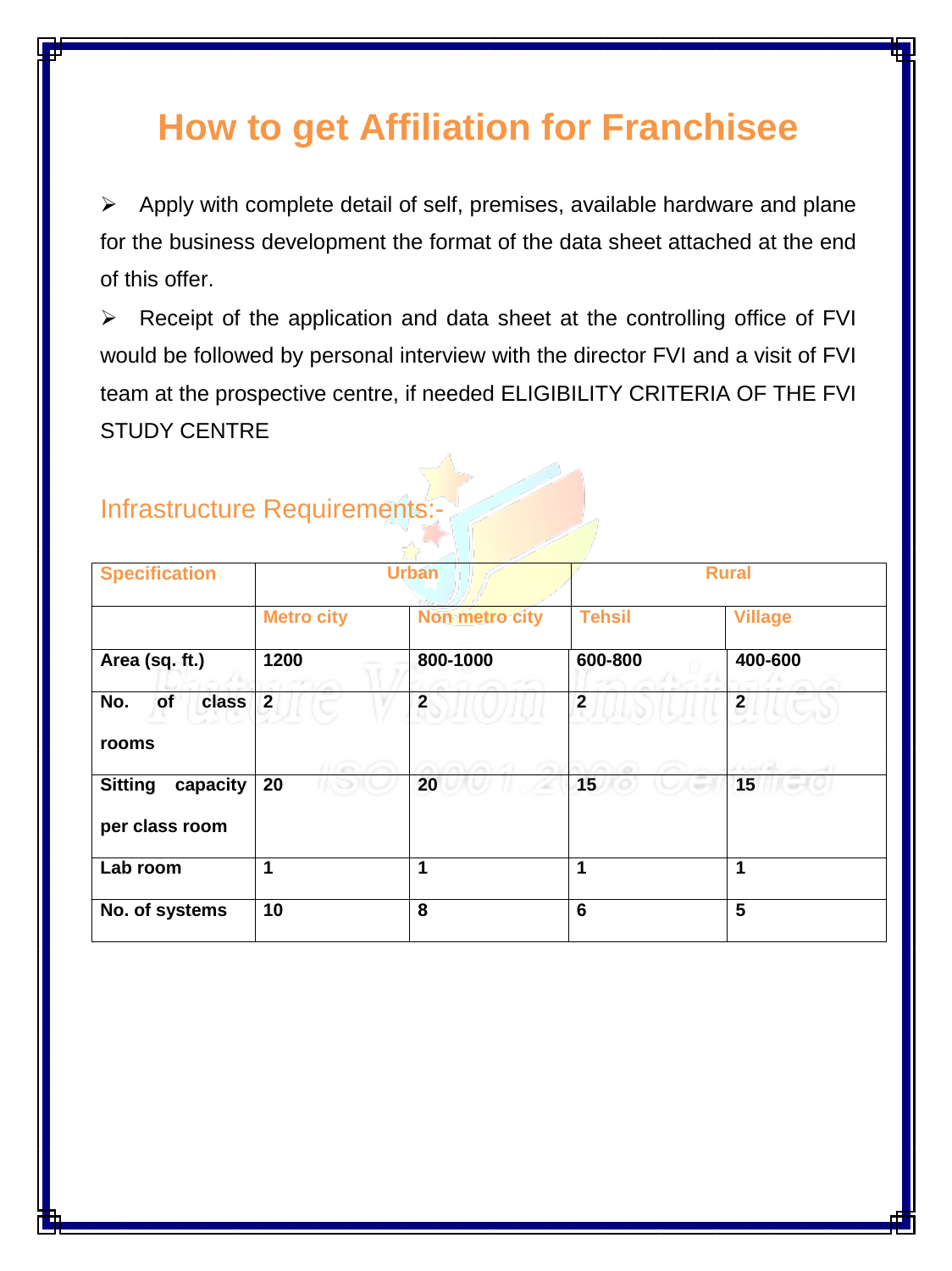# How to get Affiliation for Franchisee

- Apply with complete detail of self, premises, available hardware and plane for the business development the format of the data sheet attached at the end of this offer.
- Receipt of the application and data sheet at the controlling office of FVI would be followed by personal interview with the director FVI and a visit of FVI team at the prospective centre, if needed ELIGIBILITY CRITERIA OF THE FVI STUDY CENTRE

## Infrastructure Requirements:-

| Specification | Urban | | Rural | |
|---|---|---|---|---|
| | Metro city | Non metro city | Tehsil | Village |
| **Area (sq. ft.)** | **1200** | **800-1000** | **600-800** | **400-600** |
| **No. of class rooms** | **2** | **2** | **2** | **2** |
| **Sitting capacity per class room** | **20** | **20** | **15** | **15** |
| **Lab room** | **1** | **1** | **1** | **1** |
| **No. of systems** | **10** | **8** | **6** | **5** |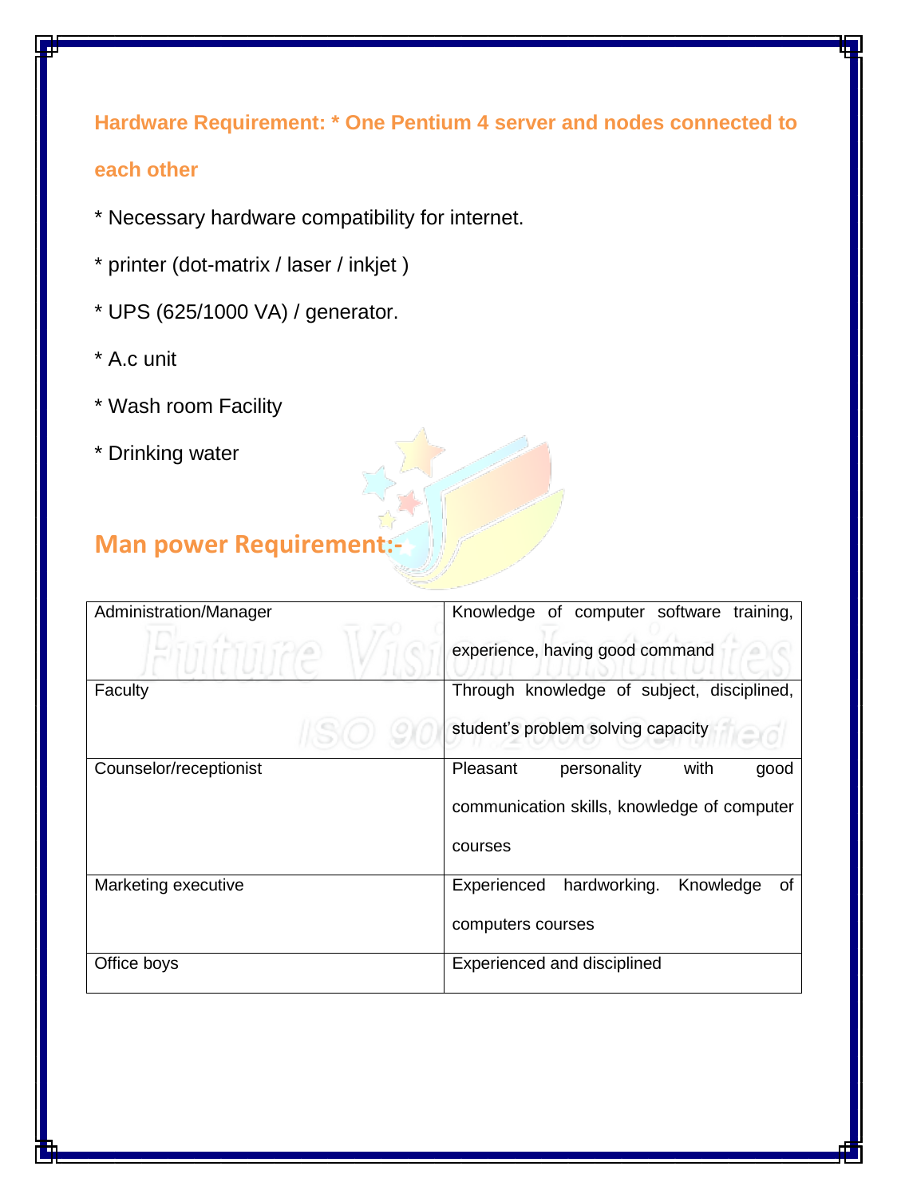**Hardware Requirement: * One Pentium 4 server and nodes connected to each other**

* Necessary hardware compatibility for internet.
* printer (dot-matrix / laser / inkjet )
* UPS (625/1000 VA) / generator.
* A.c unit
* Wash room Facility
* Drinking water

## Man power Requirement:-

| | |
|---|---|
| Administration/Manager | Knowledge of computer software training, experience, having good command |
| Faculty | Through knowledge of subject, disciplined, student's problem solving capacity |
| Counselor/receptionist | Pleasant personality with good communication skills, knowledge of computer courses |
| Marketing executive | Experienced hardworking. Knowledge of computers courses |
| Office boys | Experienced and disciplined |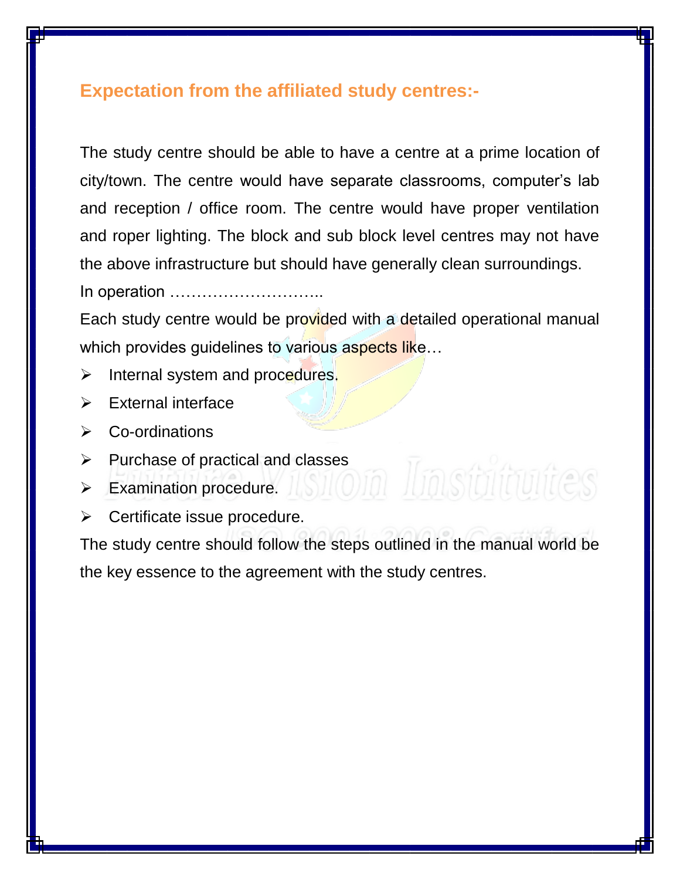## Expectation from the affiliated study centres:-

The study centre should be able to have a centre at a prime location of city/town. The centre would have separate classrooms, computer's lab and reception / office room. The centre would have proper ventilation and roper lighting. The block and sub block level centres may not have the above infrastructure but should have generally clean surroundings.

In operation ………………………..

Each study centre would be provided with a detailed operational manual which provides guidelines to various aspects like…

- Internal system and procedures.
- External interface
- Co-ordinations
- Purchase of practical and classes
- Examination procedure.
- Certificate issue procedure.

The study centre should follow the steps outlined in the manual world be the key essence to the agreement with the study centres.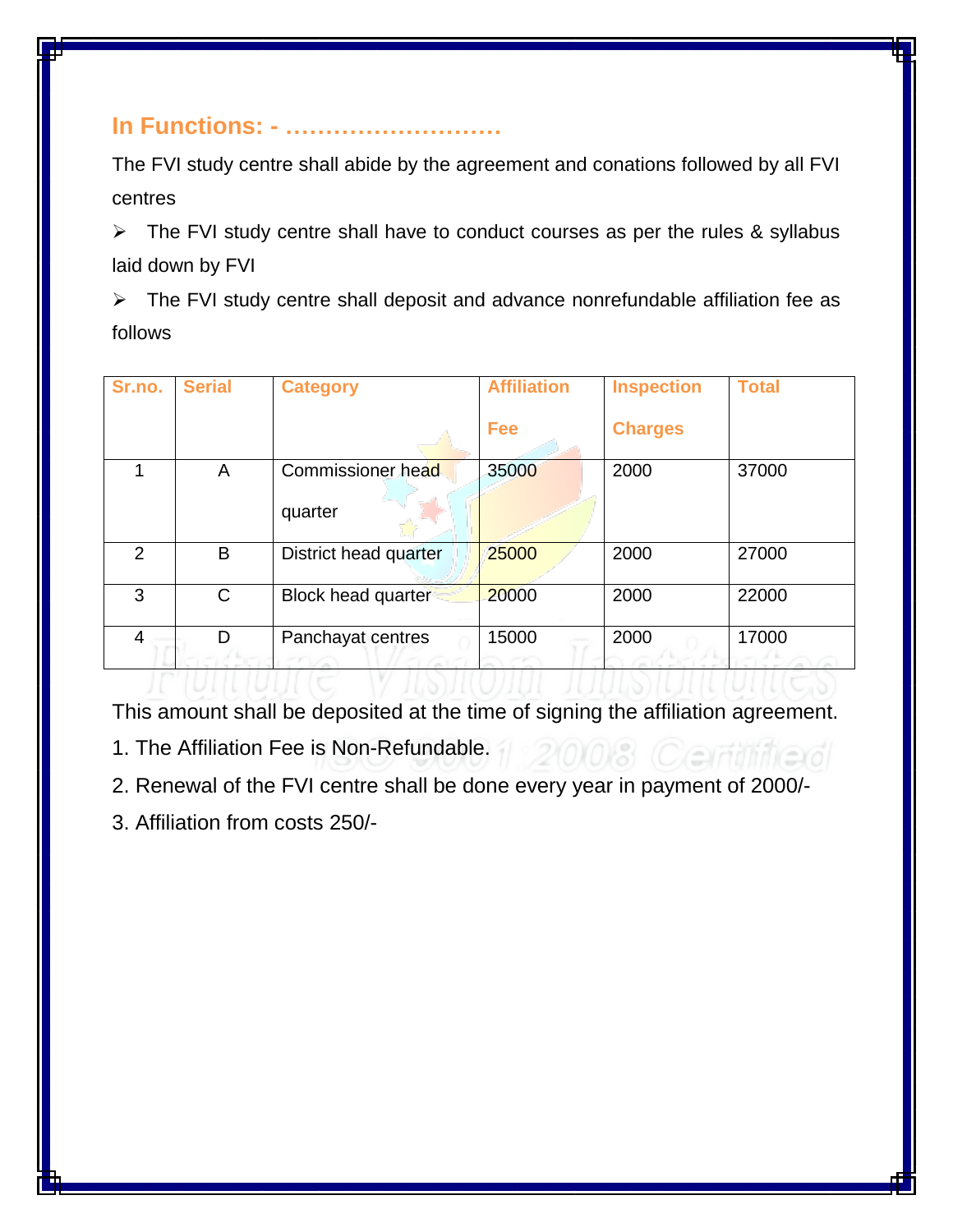## In Functions: - ………………………

The FVI study centre shall abide by the agreement and conations followed by all FVI centres

- The FVI study centre shall have to conduct courses as per the rules & syllabus laid down by FVI
- The FVI study centre shall deposit and advance nonrefundable affiliation fee as follows

| Sr.no. | Serial | Category | Affiliation Fee | Inspection Charges | Total |
|---|---|---|---|---|---|
| 1 | A | Commissioner head quarter | 35000 | 2000 | 37000 |
| 2 | B | District head quarter | 25000 | 2000 | 27000 |
| 3 | C | Block head quarter | 20000 | 2000 | 22000 |
| 4 | D | Panchayat centres | 15000 | 2000 | 17000 |

This amount shall be deposited at the time of signing the affiliation agreement.

1. The Affiliation Fee is Non-Refundable.
2. Renewal of the FVI centre shall be done every year in payment of 2000/-
3. Affiliation from costs 250/-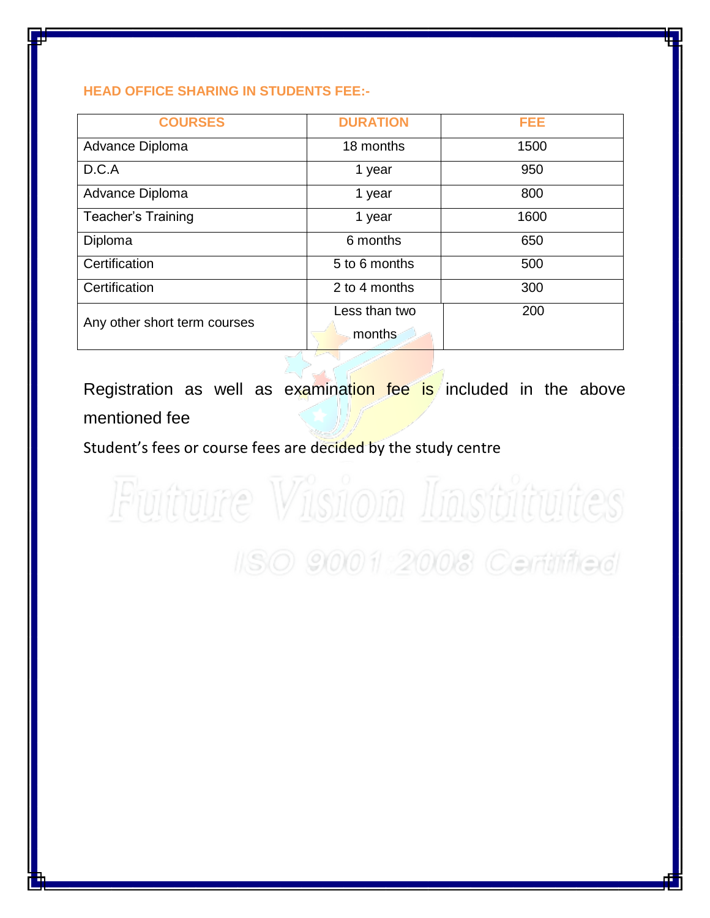**HEAD OFFICE SHARING IN STUDENTS FEE:-**

| COURSES | DURATION | FEE |
|---|---|---|
| Advance Diploma | 18 months | 1500 |
| D.C.A | 1 year | 950 |
| Advance Diploma | 1 year | 800 |
| Teacher's Training | 1 year | 1600 |
| Diploma | 6 months | 650 |
| Certification | 5 to 6 months | 500 |
| Certification | 2 to 4 months | 300 |
| Any other short term courses | Less than two months | 200 |

Registration as well as examination fee is included in the above mentioned fee

Student's fees or course fees are decided by the study centre